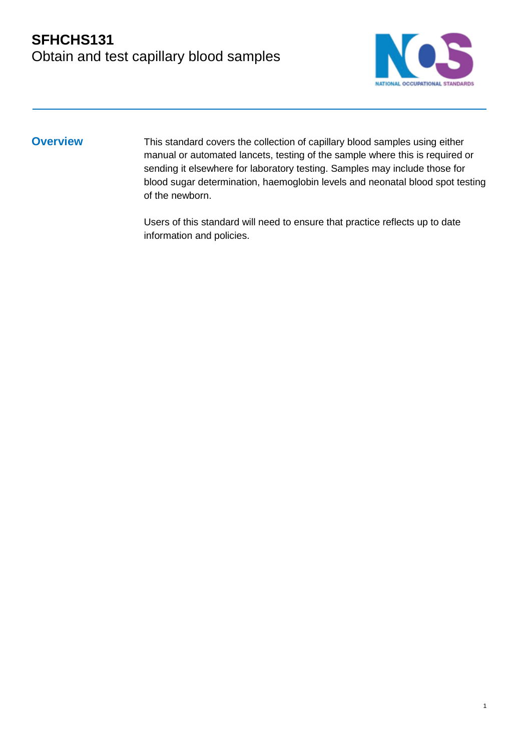# SFHCHS131
Obtain and test capillary blood samples

## Overview

This standard covers the collection of capillary blood samples using either manual or automated lancets, testing of the sample where this is required or sending it elsewhere for laboratory testing. Samples may include those for blood sugar determination, haemoglobin levels and neonatal blood spot testing of the newborn.

Users of this standard will need to ensure that practice reflects up to date information and policies.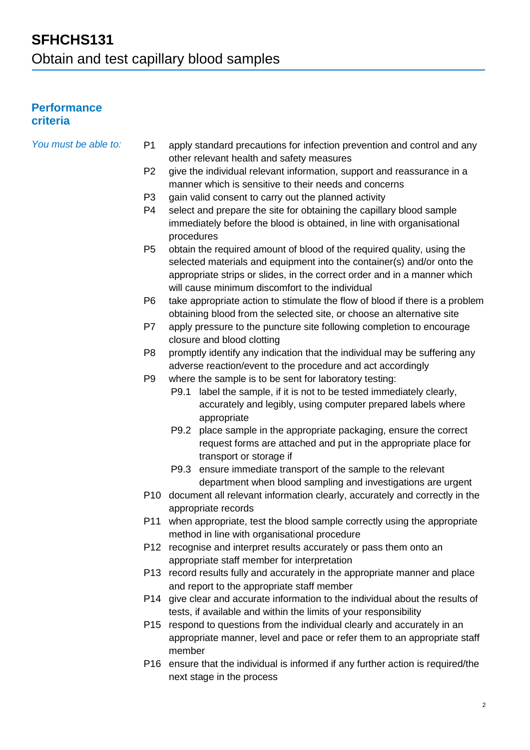# SFHCHS131
Obtain and test capillary blood samples

## Performance criteria

*You must be able to:*

- P1 apply standard precautions for infection prevention and control and any other relevant health and safety measures
- P2 give the individual relevant information, support and reassurance in a manner which is sensitive to their needs and concerns
- P3 gain valid consent to carry out the planned activity
- P4 select and prepare the site for obtaining the capillary blood sample immediately before the blood is obtained, in line with organisational procedures
- P5 obtain the required amount of blood of the required quality, using the selected materials and equipment into the container(s) and/or onto the appropriate strips or slides, in the correct order and in a manner which will cause minimum discomfort to the individual
- P6 take appropriate action to stimulate the flow of blood if there is a problem obtaining blood from the selected site, or choose an alternative site
- P7 apply pressure to the puncture site following completion to encourage closure and blood clotting
- P8 promptly identify any indication that the individual may be suffering any adverse reaction/event to the procedure and act accordingly
- P9 where the sample is to be sent for laboratory testing:
  - P9.1 label the sample, if it is not to be tested immediately clearly, accurately and legibly, using computer prepared labels where appropriate
  - P9.2 place sample in the appropriate packaging, ensure the correct request forms are attached and put in the appropriate place for transport or storage if
  - P9.3 ensure immediate transport of the sample to the relevant department when blood sampling and investigations are urgent
- P10 document all relevant information clearly, accurately and correctly in the appropriate records
- P11 when appropriate, test the blood sample correctly using the appropriate method in line with organisational procedure
- P12 recognise and interpret results accurately or pass them onto an appropriate staff member for interpretation
- P13 record results fully and accurately in the appropriate manner and place and report to the appropriate staff member
- P14 give clear and accurate information to the individual about the results of tests, if available and within the limits of your responsibility
- P15 respond to questions from the individual clearly and accurately in an appropriate manner, level and pace or refer them to an appropriate staff member
- P16 ensure that the individual is informed if any further action is required/the next stage in the process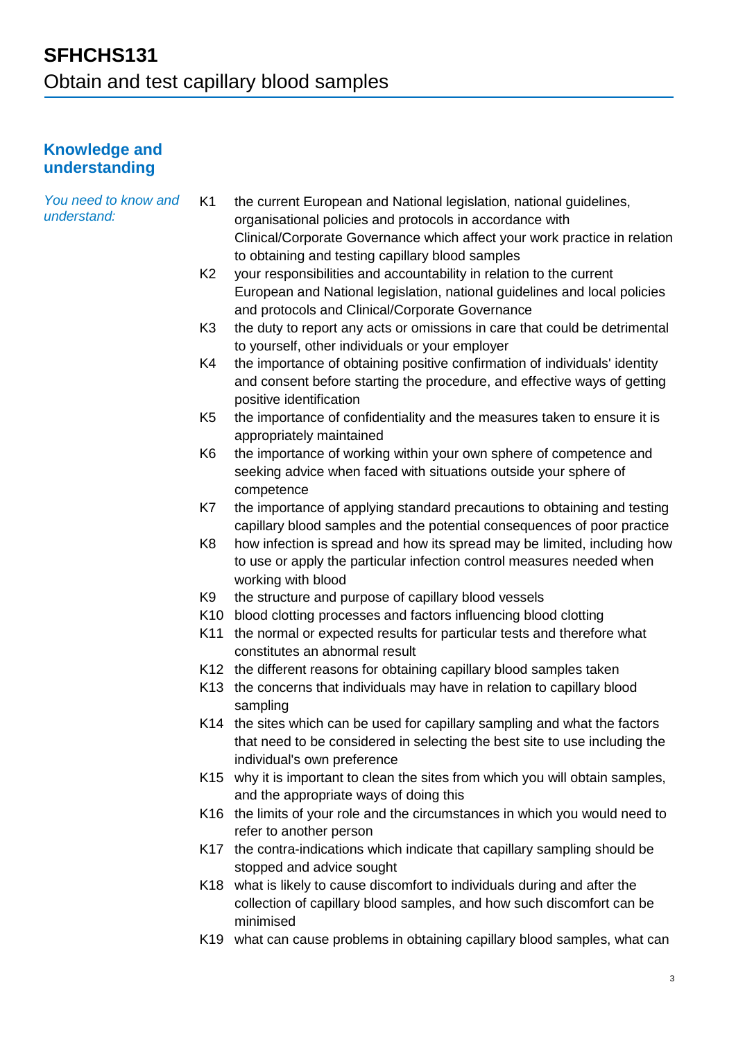# SFHCHS131
Obtain and test capillary blood samples

## Knowledge and understanding

*You need to know and understand:*

- K1 the current European and National legislation, national guidelines, organisational policies and protocols in accordance with Clinical/Corporate Governance which affect your work practice in relation to obtaining and testing capillary blood samples
- K2 your responsibilities and accountability in relation to the current European and National legislation, national guidelines and local policies and protocols and Clinical/Corporate Governance
- K3 the duty to report any acts or omissions in care that could be detrimental to yourself, other individuals or your employer
- K4 the importance of obtaining positive confirmation of individuals' identity and consent before starting the procedure, and effective ways of getting positive identification
- K5 the importance of confidentiality and the measures taken to ensure it is appropriately maintained
- K6 the importance of working within your own sphere of competence and seeking advice when faced with situations outside your sphere of competence
- K7 the importance of applying standard precautions to obtaining and testing capillary blood samples and the potential consequences of poor practice
- K8 how infection is spread and how its spread may be limited, including how to use or apply the particular infection control measures needed when working with blood
- K9 the structure and purpose of capillary blood vessels
- K10 blood clotting processes and factors influencing blood clotting
- K11 the normal or expected results for particular tests and therefore what constitutes an abnormal result
- K12 the different reasons for obtaining capillary blood samples taken
- K13 the concerns that individuals may have in relation to capillary blood sampling
- K14 the sites which can be used for capillary sampling and what the factors that need to be considered in selecting the best site to use including the individual's own preference
- K15 why it is important to clean the sites from which you will obtain samples, and the appropriate ways of doing this
- K16 the limits of your role and the circumstances in which you would need to refer to another person
- K17 the contra-indications which indicate that capillary sampling should be stopped and advice sought
- K18 what is likely to cause discomfort to individuals during and after the collection of capillary blood samples, and how such discomfort can be minimised
- K19 what can cause problems in obtaining capillary blood samples, what can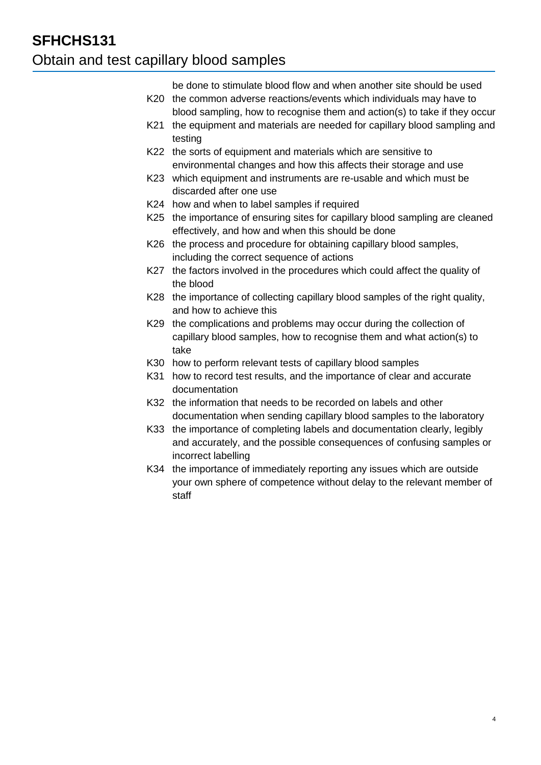be done to stimulate blood flow and when another site should be used

- K20 the common adverse reactions/events which individuals may have to blood sampling, how to recognise them and action(s) to take if they occur
- K21 the equipment and materials are needed for capillary blood sampling and testing
- K22 the sorts of equipment and materials which are sensitive to environmental changes and how this affects their storage and use
- K23 which equipment and instruments are re-usable and which must be discarded after one use
- K24 how and when to label samples if required
- K25 the importance of ensuring sites for capillary blood sampling are cleaned effectively, and how and when this should be done
- K26 the process and procedure for obtaining capillary blood samples, including the correct sequence of actions
- K27 the factors involved in the procedures which could affect the quality of the blood
- K28 the importance of collecting capillary blood samples of the right quality, and how to achieve this
- K29 the complications and problems may occur during the collection of capillary blood samples, how to recognise them and what action(s) to take
- K30 how to perform relevant tests of capillary blood samples
- K31 how to record test results, and the importance of clear and accurate documentation
- K32 the information that needs to be recorded on labels and other documentation when sending capillary blood samples to the laboratory
- K33 the importance of completing labels and documentation clearly, legibly and accurately, and the possible consequences of confusing samples or incorrect labelling
- K34 the importance of immediately reporting any issues which are outside your own sphere of competence without delay to the relevant member of staff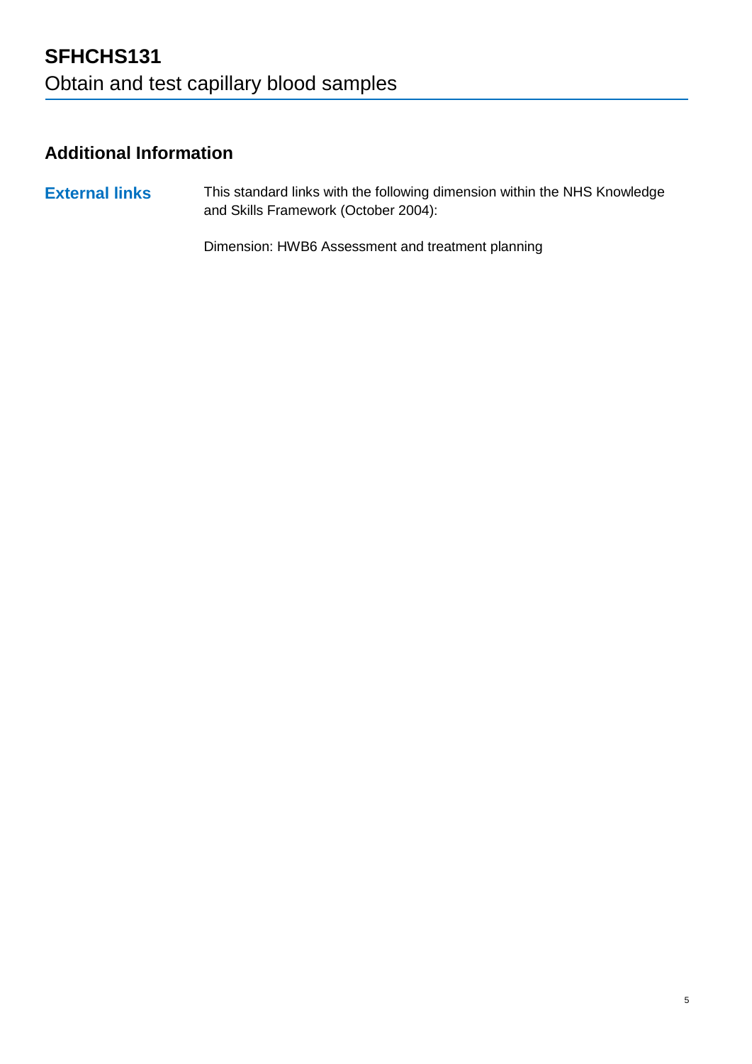# SFHCHS131
Obtain and test capillary blood samples

## Additional Information

**External links**

This standard links with the following dimension within the NHS Knowledge and Skills Framework (October 2004):

Dimension: HWB6 Assessment and treatment planning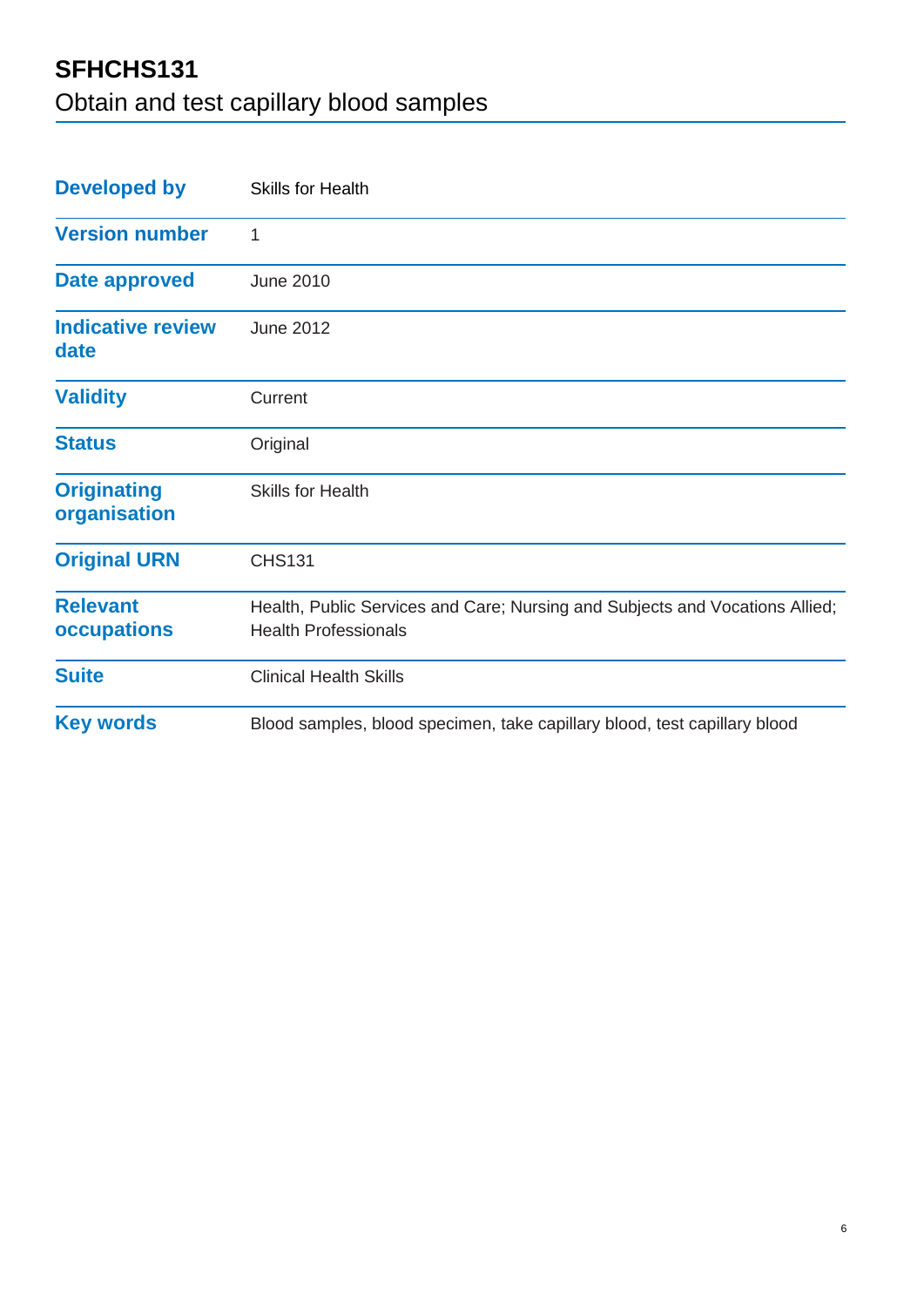# SFHCHS131

## Obtain and test capillary blood samples

| | |
|---|---|
| **Developed by** | Skills for Health |
| **Version number** | 1 |
| **Date approved** | June 2010 |
| **Indicative review date** | June 2012 |
| **Validity** | Current |
| **Status** | Original |
| **Originating organisation** | Skills for Health |
| **Original URN** | CHS131 |
| **Relevant occupations** | Health, Public Services and Care; Nursing and Subjects and Vocations Allied; Health Professionals |
| **Suite** | Clinical Health Skills |
| **Key words** | Blood samples, blood specimen, take capillary blood, test capillary blood |